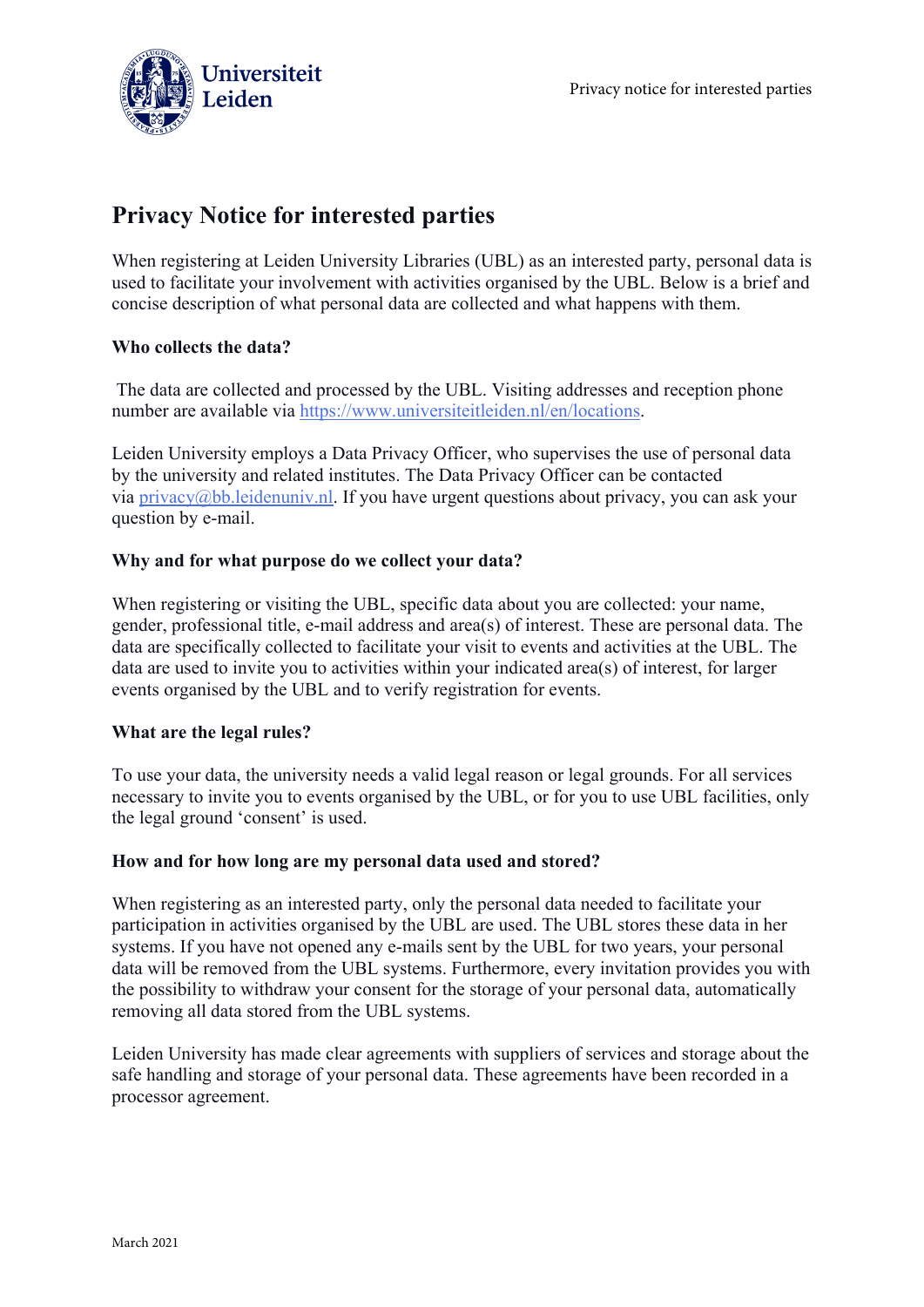# Privacy Notice for interested parties

When registering at Leiden University Libraries (UBL) as an interested party, personal data is used to facilitate your involvement with activities organised by the UBL. Below is a brief and concise description of what personal data are collected and what happens with them.

**Who collects the data?**

The data are collected and processed by the UBL. Visiting addresses and reception phone number are available via https://www.universiteitleiden.nl/en/locations.

Leiden University employs a Data Privacy Officer, who supervises the use of personal data by the university and related institutes. The Data Privacy Officer can be contacted via privacy@bb.leidenuniv.nl. If you have urgent questions about privacy, you can ask your question by e-mail.

**Why and for what purpose do we collect your data?**

When registering or visiting the UBL, specific data about you are collected: your name, gender, professional title, e-mail address and area(s) of interest. These are personal data. The data are specifically collected to facilitate your visit to events and activities at the UBL. The data are used to invite you to activities within your indicated area(s) of interest, for larger events organised by the UBL and to verify registration for events.

**What are the legal rules?**

To use your data, the university needs a valid legal reason or legal grounds. For all services necessary to invite you to events organised by the UBL, or for you to use UBL facilities, only the legal ground 'consent' is used.

**How and for how long are my personal data used and stored?**

When registering as an interested party, only the personal data needed to facilitate your participation in activities organised by the UBL are used. The UBL stores these data in her systems. If you have not opened any e-mails sent by the UBL for two years, your personal data will be removed from the UBL systems. Furthermore, every invitation provides you with the possibility to withdraw your consent for the storage of your personal data, automatically removing all data stored from the UBL systems.

Leiden University has made clear agreements with suppliers of services and storage about the safe handling and storage of your personal data. These agreements have been recorded in a processor agreement.

March 2021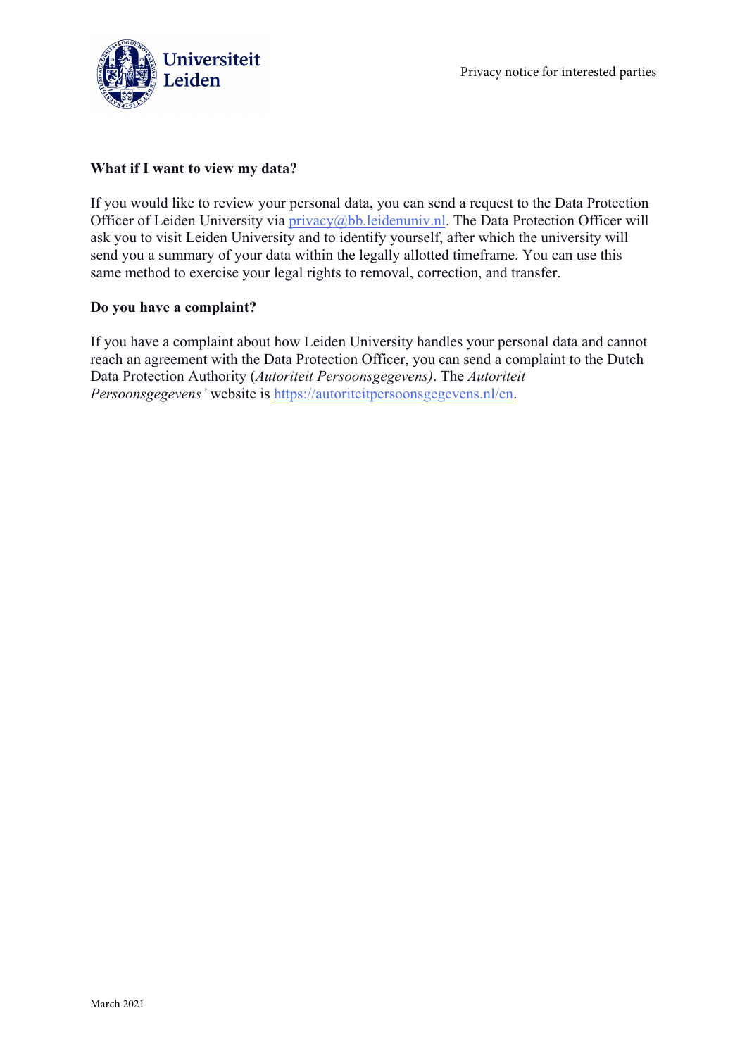**What if I want to view my data?**

If you would like to review your personal data, you can send a request to the Data Protection Officer of Leiden University via privacy@bb.leidenuniv.nl. The Data Protection Officer will ask you to visit Leiden University and to identify yourself, after which the university will send you a summary of your data within the legally allotted timeframe. You can use this same method to exercise your legal rights to removal, correction, and transfer.

**Do you have a complaint?**

If you have a complaint about how Leiden University handles your personal data and cannot reach an agreement with the Data Protection Officer, you can send a complaint to the Dutch Data Protection Authority (*Autoriteit Persoonsgegevens)*. The *Autoriteit Persoonsgegevens'* website is https://autoriteitpersoonsgegevens.nl/en.

March 2021